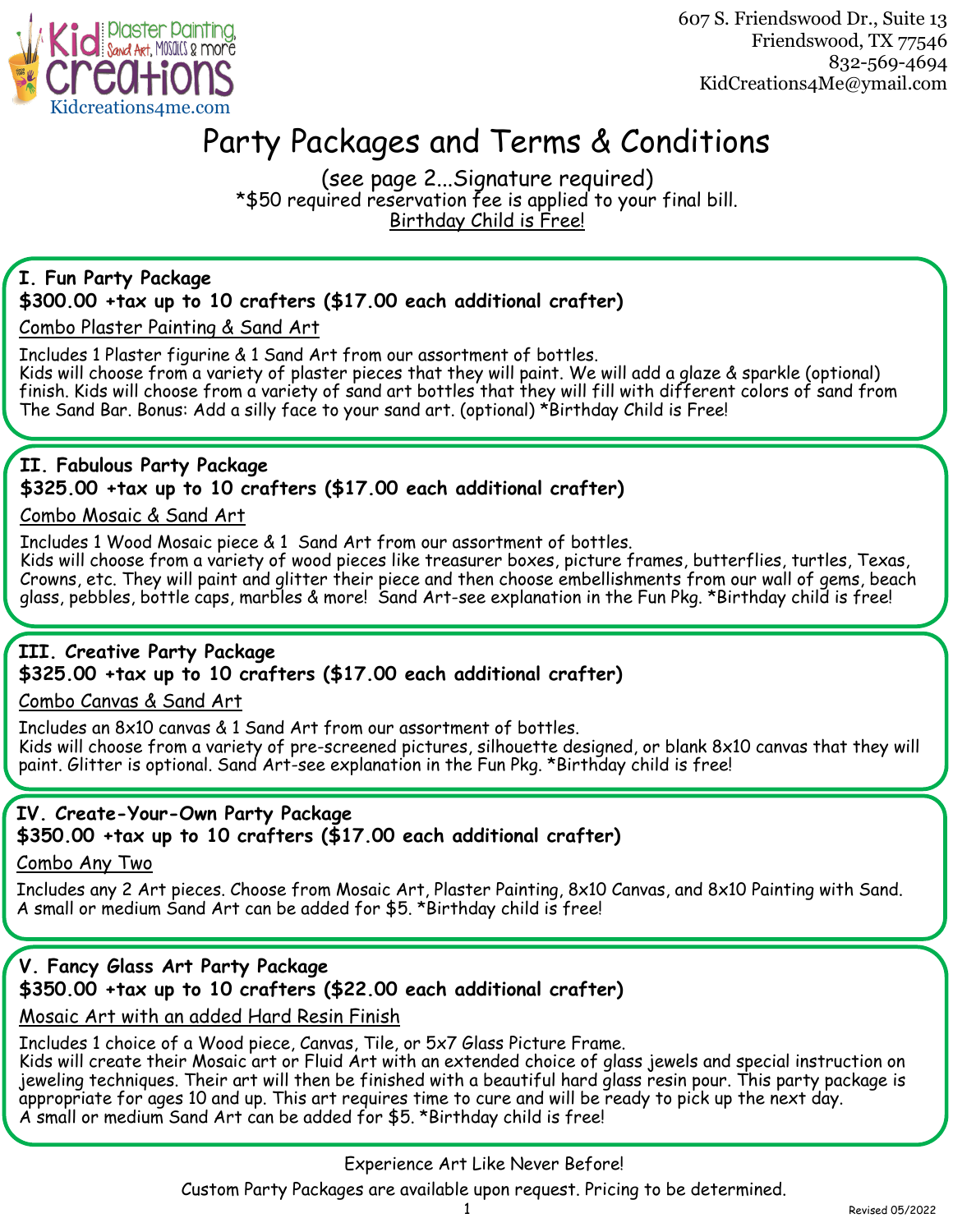Kid Creations — Plaster Painting, Sand Art, Mosaics & more
Kidcreations4me.com

607 S. Friendswood Dr., Suite 13
Friendswood, TX 77546
832-569-4694
KidCreations4Me@ymail.com

# Party Packages and Terms & Conditions

(see page 2...Signature required)
*$50 required reservation fee is applied to your final bill.
Birthday Child is Free!

## I. Fun Party Package

**$300.00 +tax up to 10 crafters ($17.00 each additional crafter)**

Combo Plaster Painting & Sand Art

Includes 1 Plaster figurine & 1 Sand Art from our assortment of bottles.
Kids will choose from a variety of plaster pieces that they will paint. We will add a glaze & sparkle (optional) finish. Kids will choose from a variety of sand art bottles that they will fill with different colors of sand from The Sand Bar. Bonus: Add a silly face to your sand art. (optional) *Birthday Child is Free!

## II. Fabulous Party Package

**$325.00 +tax up to 10 crafters ($17.00 each additional crafter)**

Combo Mosaic & Sand Art

Includes 1 Wood Mosaic piece & 1 Sand Art from our assortment of bottles.
Kids will choose from a variety of wood pieces like treasurer boxes, picture frames, butterflies, turtles, Texas, Crowns, etc. They will paint and glitter their piece and then choose embellishments from our wall of gems, beach glass, pebbles, bottle caps, marbles & more! Sand Art-see explanation in the Fun Pkg. *Birthday child is free!

## III. Creative Party Package

**$325.00 +tax up to 10 crafters ($17.00 each additional crafter)**

Combo Canvas & Sand Art

Includes an 8x10 canvas & 1 Sand Art from our assortment of bottles.
Kids will choose from a variety of pre-screened pictures, silhouette designed, or blank 8x10 canvas that they will paint. Glitter is optional. Sand Art-see explanation in the Fun Pkg. *Birthday child is free!

## IV. Create-Your-Own Party Package

**$350.00 +tax up to 10 crafters ($17.00 each additional crafter)**

Combo Any Two

Includes any 2 Art pieces. Choose from Mosaic Art, Plaster Painting, 8x10 Canvas, and 8x10 Painting with Sand.
A small or medium Sand Art can be added for $5. *Birthday child is free!

## V. Fancy Glass Art Party Package

**$350.00 +tax up to 10 crafters ($22.00 each additional crafter)**

Mosaic Art with an added Hard Resin Finish

Includes 1 choice of a Wood piece, Canvas, Tile, or 5x7 Glass Picture Frame.
Kids will create their Mosaic art or Fluid Art with an extended choice of glass jewels and special instruction on jeweling techniques. Their art will then be finished with a beautiful hard glass resin pour. This party package is appropriate for ages 10 and up. This art requires time to cure and will be ready to pick up the next day.
A small or medium Sand Art can be added for $5. *Birthday child is free!

Experience Art Like Never Before!

Custom Party Packages are available upon request. Pricing to be determined.

Revised 05/2022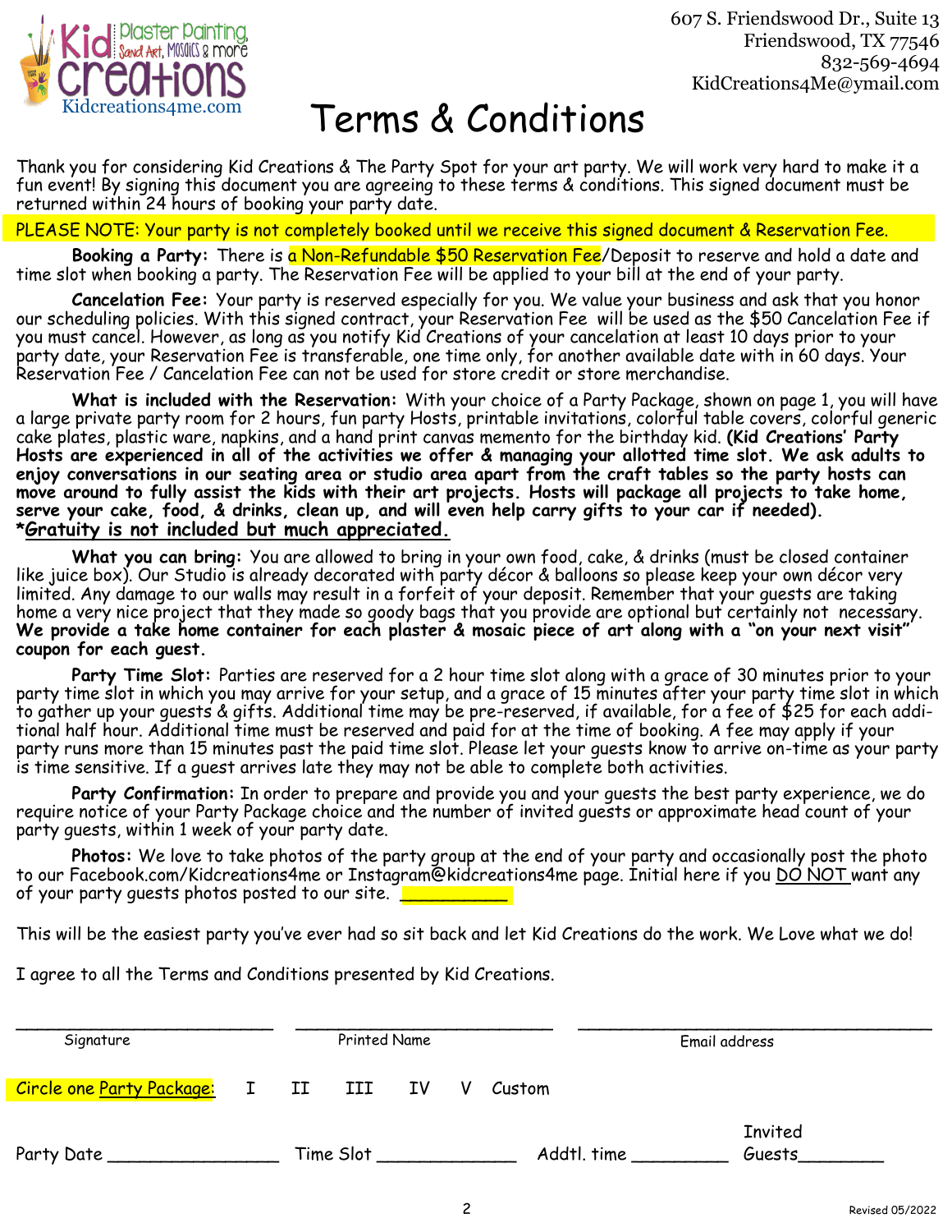Kid Creations
Plaster Painting, Sand Art, Mosaics & more
Kidcreations4me.com

607 S. Friendswood Dr., Suite 13
Friendswood, TX 77546
832-569-4694
KidCreations4Me@ymail.com

# Terms & Conditions

Thank you for considering Kid Creations & The Party Spot for your art party. We will work very hard to make it a fun event! By signing this document you are agreeing to these terms & conditions. This signed document must be returned within 24 hours of booking your party date.

PLEASE NOTE: Your party is not completely booked until we receive this signed document & Reservation Fee.

**Booking a Party:** There is a Non-Refundable $50 Reservation Fee/Deposit to reserve and hold a date and time slot when booking a party. The Reservation Fee will be applied to your bill at the end of your party.

**Cancelation Fee:** Your party is reserved especially for you. We value your business and ask that you honor our scheduling policies. With this signed contract, your Reservation Fee will be used as the $50 Cancelation Fee if you must cancel. However, as long as you notify Kid Creations of your cancelation at least 10 days prior to your party date, your Reservation Fee is transferable, one time only, for another available date with in 60 days. Your Reservation Fee / Cancelation Fee can not be used for store credit or store merchandise.

**What is included with the Reservation:** With your choice of a Party Package, shown on page 1, you will have a large private party room for 2 hours, fun party Hosts, printable invitations, colorful table covers, colorful generic cake plates, plastic ware, napkins, and a hand print canvas memento for the birthday kid. **(Kid Creations' Party Hosts are experienced in all of the activities we offer & managing your allotted time slot. We ask adults to enjoy conversations in our seating area or studio area apart from the craft tables so the party hosts can move around to fully assist the kids with their art projects. Hosts will package all projects to take home, serve your cake, food, & drinks, clean up, and will even help carry gifts to your car if needed).**
***Gratuity is not included but much appreciated.**

**What you can bring:** You are allowed to bring in your own food, cake, & drinks (must be closed container like juice box). Our Studio is already decorated with party décor & balloons so please keep your own décor very limited. Any damage to our walls may result in a forfeit of your deposit. Remember that your guests are taking home a very nice project that they made so goody bags that you provide are optional but certainly not necessary. **We provide a take home container for each plaster & mosaic piece of art along with a "on your next visit" coupon for each guest.**

**Party Time Slot:** Parties are reserved for a 2 hour time slot along with a grace of 30 minutes prior to your party time slot in which you may arrive for your setup, and a grace of 15 minutes after your party time slot in which to gather up your guests & gifts. Additional time may be pre-reserved, if available, for a fee of $25 for each additional half hour. Additional time must be reserved and paid for at the time of booking. A fee may apply if your party runs more than 15 minutes past the paid time slot. Please let your guests know to arrive on-time as your party is time sensitive. If a guest arrives late they may not be able to complete both activities.

**Party Confirmation:** In order to prepare and provide you and your guests the best party experience, we do require notice of your Party Package choice and the number of invited guests or approximate head count of your party guests, within 1 week of your party date.

**Photos:** We love to take photos of the party group at the end of your party and occasionally post the photo to our Facebook.com/Kidcreations4me or Instagram@kidcreations4me page. Initial here if you DO NOT want any of your party guests photos posted to our site. __________

This will be the easiest party you've ever had so sit back and let Kid Creations do the work. We Love what we do!

I agree to all the Terms and Conditions presented by Kid Creations.

_________________________ Signature    _________________________ Printed Name    _________________________ Email address

Circle one Party Package:   I   II   III   IV   V   Custom

Party Date ________________   Time Slot _____________   Addtl. time _________   Invited Guests________

Revised 05/2022